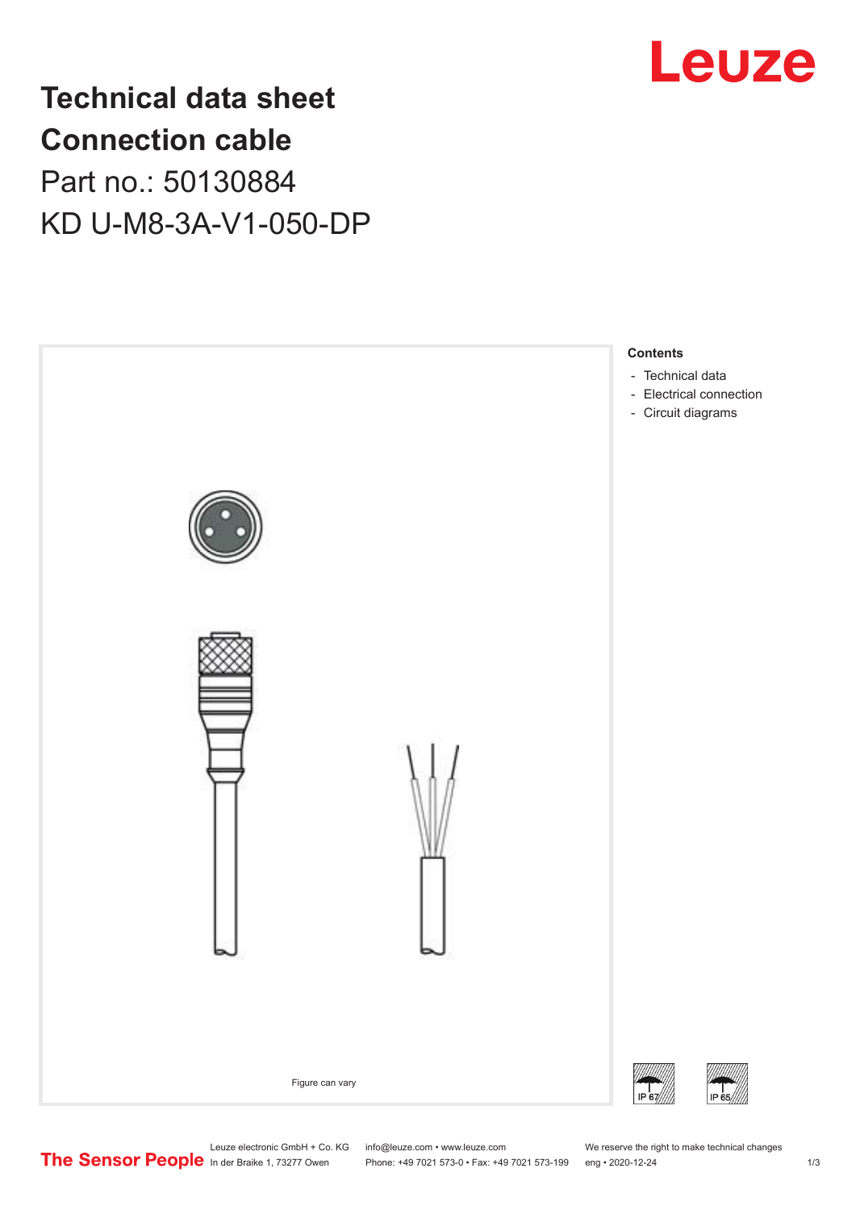# Technical data sheet
# Connection cable

Part no.: 50130884

KD U-M8-3A-V1-050-DP

Figure can vary

**Contents**

- Technical data
- Electrical connection
- Circuit diagrams

IP 67

IP 65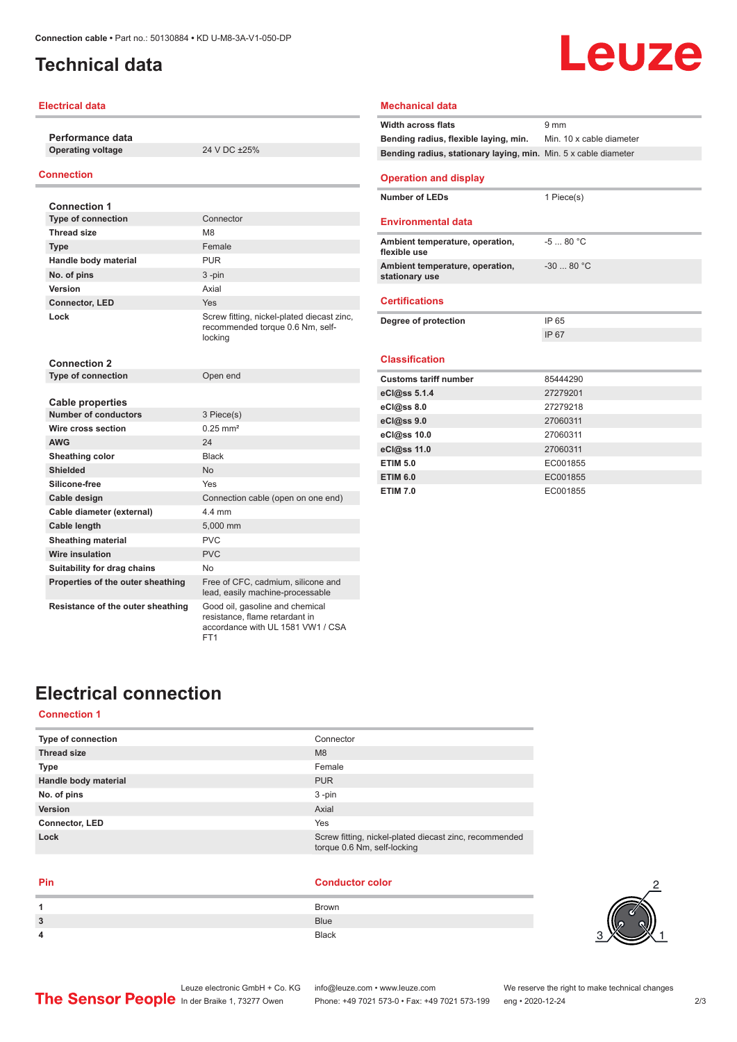# Technical data

## Electrical data

| Performance data | |
|---|---|
| Operating voltage | 24 V DC ±25% |

## Connection

| Connection 1 | |
|---|---|
| Type of connection | Connector |
| Thread size | M8 |
| Type | Female |
| Handle body material | PUR |
| No. of pins | 3 -pin |
| Version | Axial |
| Connector, LED | Yes |
| Lock | Screw fitting, nickel-plated diecast zinc, recommended torque 0.6 Nm, self-locking |

| Connection 2 | |
|---|---|
| Type of connection | Open end |

| Cable properties | |
|---|---|
| Number of conductors | 3 Piece(s) |
| Wire cross section | 0.25 mm² |
| AWG | 24 |
| Sheathing color | Black |
| Shielded | No |
| Silicone-free | Yes |
| Cable design | Connection cable (open on one end) |
| Cable diameter (external) | 4.4 mm |
| Cable length | 5,000 mm |
| Sheathing material | PVC |
| Wire insulation | PVC |
| Suitability for drag chains | No |
| Properties of the outer sheathing | Free of CFC, cadmium, silicone and lead, easily machine-processable |
| Resistance of the outer sheathing | Good oil, gasoline and chemical resistance, flame retardant in accordance with UL 1581 VW1 / CSA FT1 |

## Mechanical data

| | |
|---|---|
| Width across flats | 9 mm |
| Bending radius, flexible laying, min. | Min. 10 x cable diameter |
| Bending radius, stationary laying, min. | Min. 5 x cable diameter |

## Operation and display

| | |
|---|---|
| Number of LEDs | 1 Piece(s) |

## Environmental data

| | |
|---|---|
| Ambient temperature, operation, flexible use | -5 ... 80 °C |
| Ambient temperature, operation, stationary use | -30 ... 80 °C |

## Certifications

| | |
|---|---|
| Degree of protection | IP 65 |
| | IP 67 |

## Classification

| | |
|---|---|
| Customs tariff number | 85444290 |
| eCl@ss 5.1.4 | 27279201 |
| eCl@ss 8.0 | 27279218 |
| eCl@ss 9.0 | 27060311 |
| eCl@ss 10.0 | 27060311 |
| eCl@ss 11.0 | 27060311 |
| ETIM 5.0 | EC001855 |
| ETIM 6.0 | EC001855 |
| ETIM 7.0 | EC001855 |

# Electrical connection

## Connection 1

| | |
|---|---|
| Type of connection | Connector |
| Thread size | M8 |
| Type | Female |
| Handle body material | PUR |
| No. of pins | 3 -pin |
| Version | Axial |
| Connector, LED | Yes |
| Lock | Screw fitting, nickel-plated diecast zinc, recommended torque 0.6 Nm, self-locking |

| Pin | Conductor color |
|---|---|
| 1 | Brown |
| 3 | Blue |
| 4 | Black |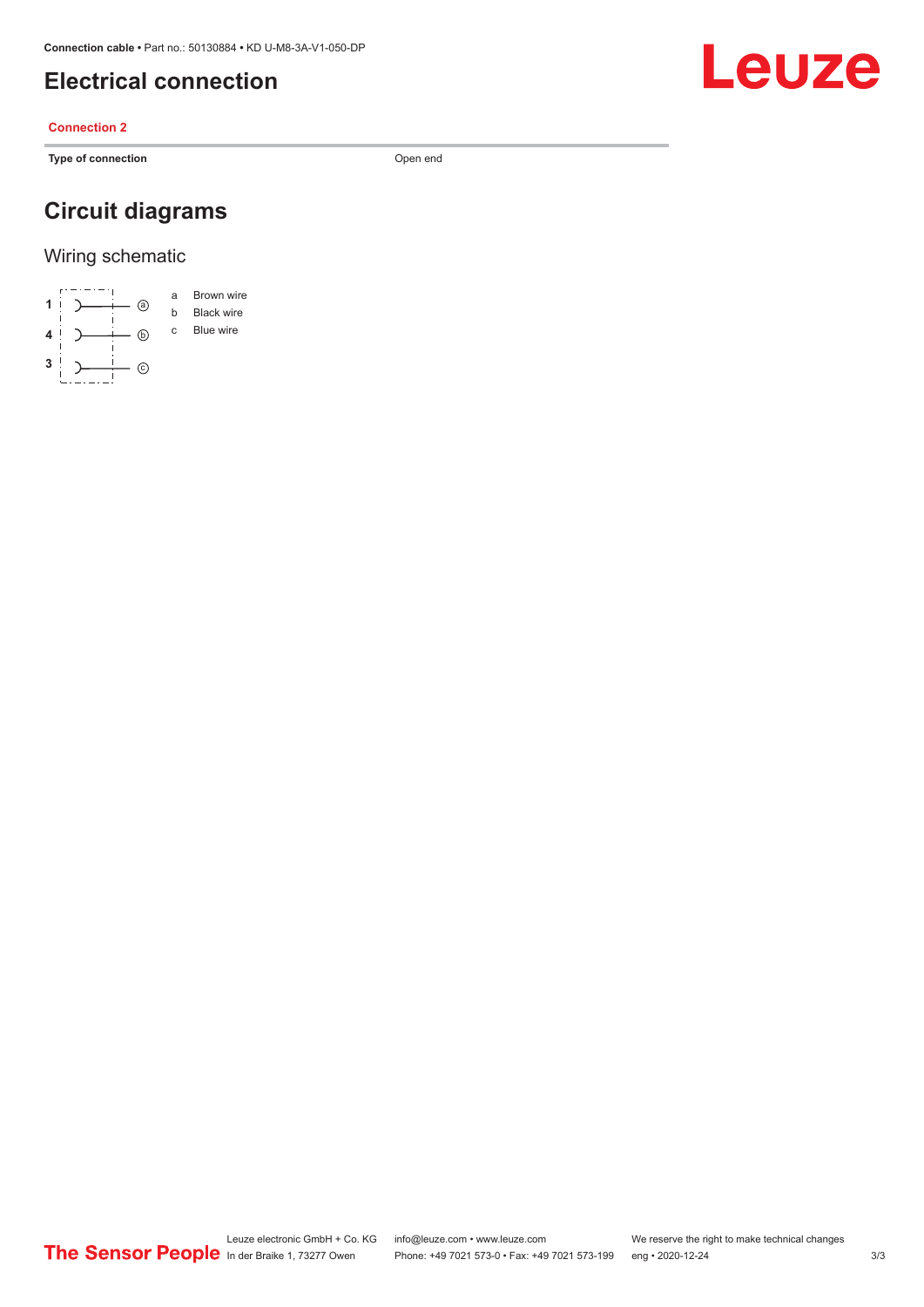# Electrical connection

**Connection 2**

| | |
|---|---|
| **Type of connection** | Open end |

# Circuit diagrams

## Wiring schematic

1
4
3
a
b
c

| | |
|---|---|
| a | Brown wire |
| b | Black wire |
| c | Blue wire |